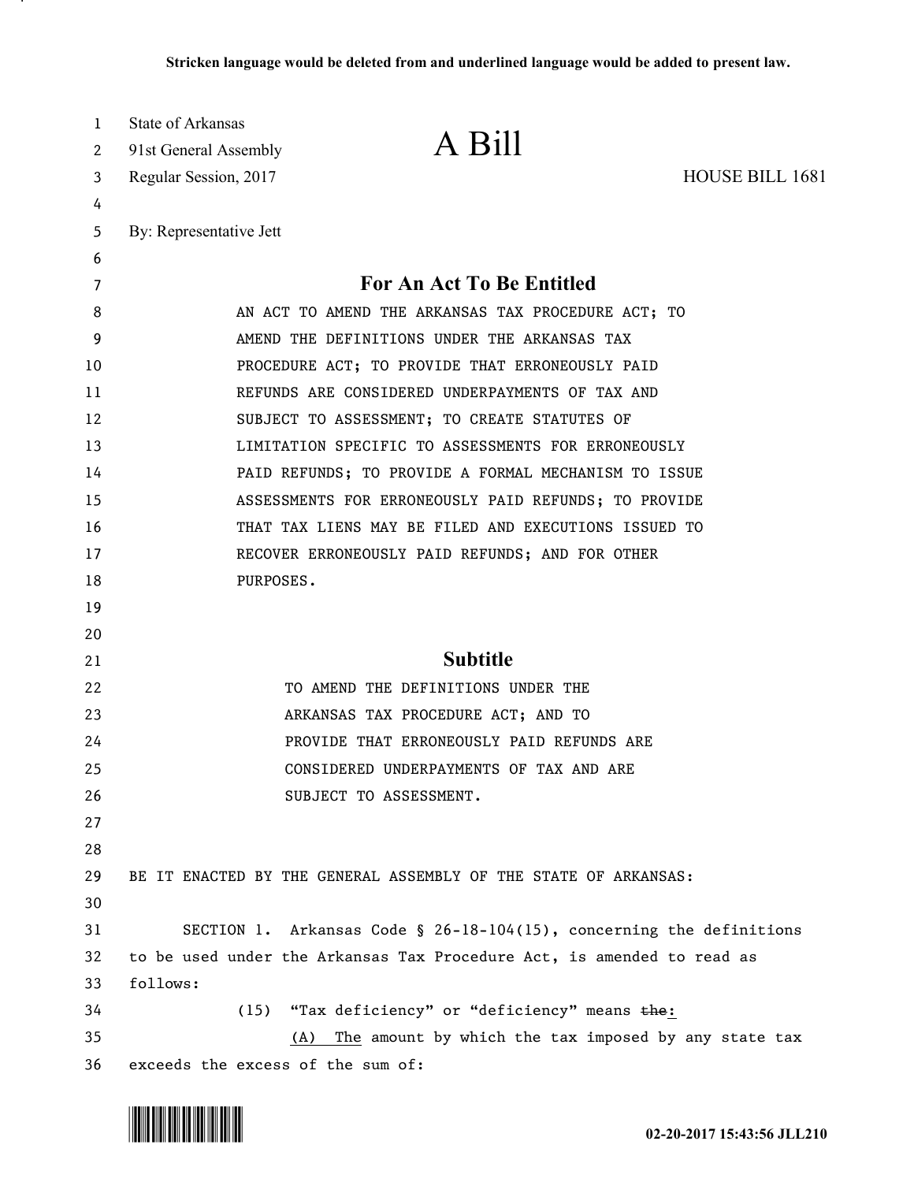Stricken language would be deleted from and underlined language would be added to present law.

State of Arkansas
91st General Assembly
Regular Session, 2017

# A Bill

HOUSE BILL 1681

By: Representative Jett

## For An Act To Be Entitled

AN ACT TO AMEND THE ARKANSAS TAX PROCEDURE ACT; TO AMEND THE DEFINITIONS UNDER THE ARKANSAS TAX PROCEDURE ACT; TO PROVIDE THAT ERRONEOUSLY PAID REFUNDS ARE CONSIDERED UNDERPAYMENTS OF TAX AND SUBJECT TO ASSESSMENT; TO CREATE STATUTES OF LIMITATION SPECIFIC TO ASSESSMENTS FOR ERRONEOUSLY PAID REFUNDS; TO PROVIDE A FORMAL MECHANISM TO ISSUE ASSESSMENTS FOR ERRONEOUSLY PAID REFUNDS; TO PROVIDE THAT TAX LIENS MAY BE FILED AND EXECUTIONS ISSUED TO RECOVER ERRONEOUSLY PAID REFUNDS; AND FOR OTHER PURPOSES.

## Subtitle

TO AMEND THE DEFINITIONS UNDER THE ARKANSAS TAX PROCEDURE ACT; AND TO PROVIDE THAT ERRONEOUSLY PAID REFUNDS ARE CONSIDERED UNDERPAYMENTS OF TAX AND ARE SUBJECT TO ASSESSMENT.

BE IT ENACTED BY THE GENERAL ASSEMBLY OF THE STATE OF ARKANSAS:

SECTION 1. Arkansas Code § 26-18-104(15), concerning the definitions to be used under the Arkansas Tax Procedure Act, is amended to read as follows:

(15) "Tax deficiency" or "deficiency" means ~~the~~<u>:</u>

<u>(A) The</u> amount by which the tax imposed by any state tax exceeds the excess of the sum of: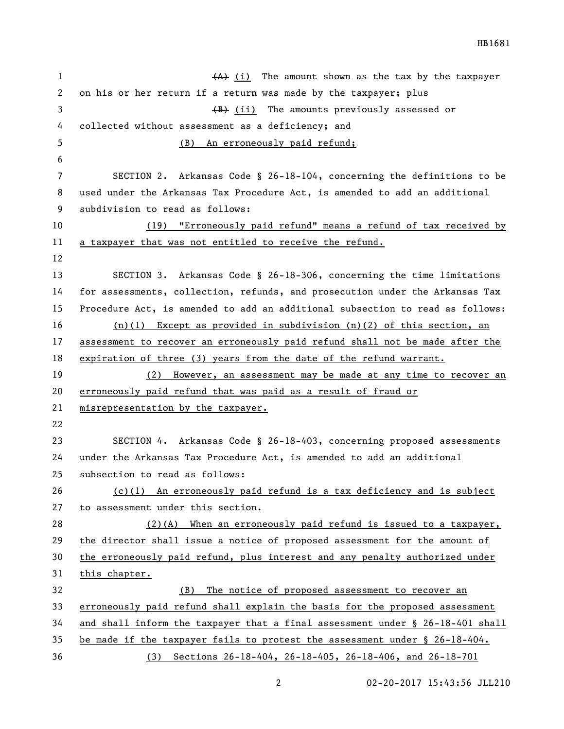~~(A)~~ (i) The amount shown as the tax by the taxpayer on his or her return if a return was made by the taxpayer; plus

~~(B)~~ (ii) The amounts previously assessed or collected without assessment as a deficiency; and

(B) An erroneously paid refund;

SECTION 2. Arkansas Code § 26-18-104, concerning the definitions to be used under the Arkansas Tax Procedure Act, is amended to add an additional subdivision to read as follows:

(19) "Erroneously paid refund" means a refund of tax received by a taxpayer that was not entitled to receive the refund.

SECTION 3. Arkansas Code § 26-18-306, concerning the time limitations for assessments, collection, refunds, and prosecution under the Arkansas Tax Procedure Act, is amended to add an additional subsection to read as follows:

(n)(1) Except as provided in subdivision (n)(2) of this section, an assessment to recover an erroneously paid refund shall not be made after the expiration of three (3) years from the date of the refund warrant.

(2) However, an assessment may be made at any time to recover an erroneously paid refund that was paid as a result of fraud or misrepresentation by the taxpayer.

SECTION 4. Arkansas Code § 26-18-403, concerning proposed assessments under the Arkansas Tax Procedure Act, is amended to add an additional subsection to read as follows:

(c)(1) An erroneously paid refund is a tax deficiency and is subject to assessment under this section.

(2)(A) When an erroneously paid refund is issued to a taxpayer, the director shall issue a notice of proposed assessment for the amount of the erroneously paid refund, plus interest and any penalty authorized under this chapter.

(B) The notice of proposed assessment to recover an erroneously paid refund shall explain the basis for the proposed assessment and shall inform the taxpayer that a final assessment under § 26-18-401 shall be made if the taxpayer fails to protest the assessment under § 26-18-404.

(3) Sections 26-18-404, 26-18-405, 26-18-406, and 26-18-701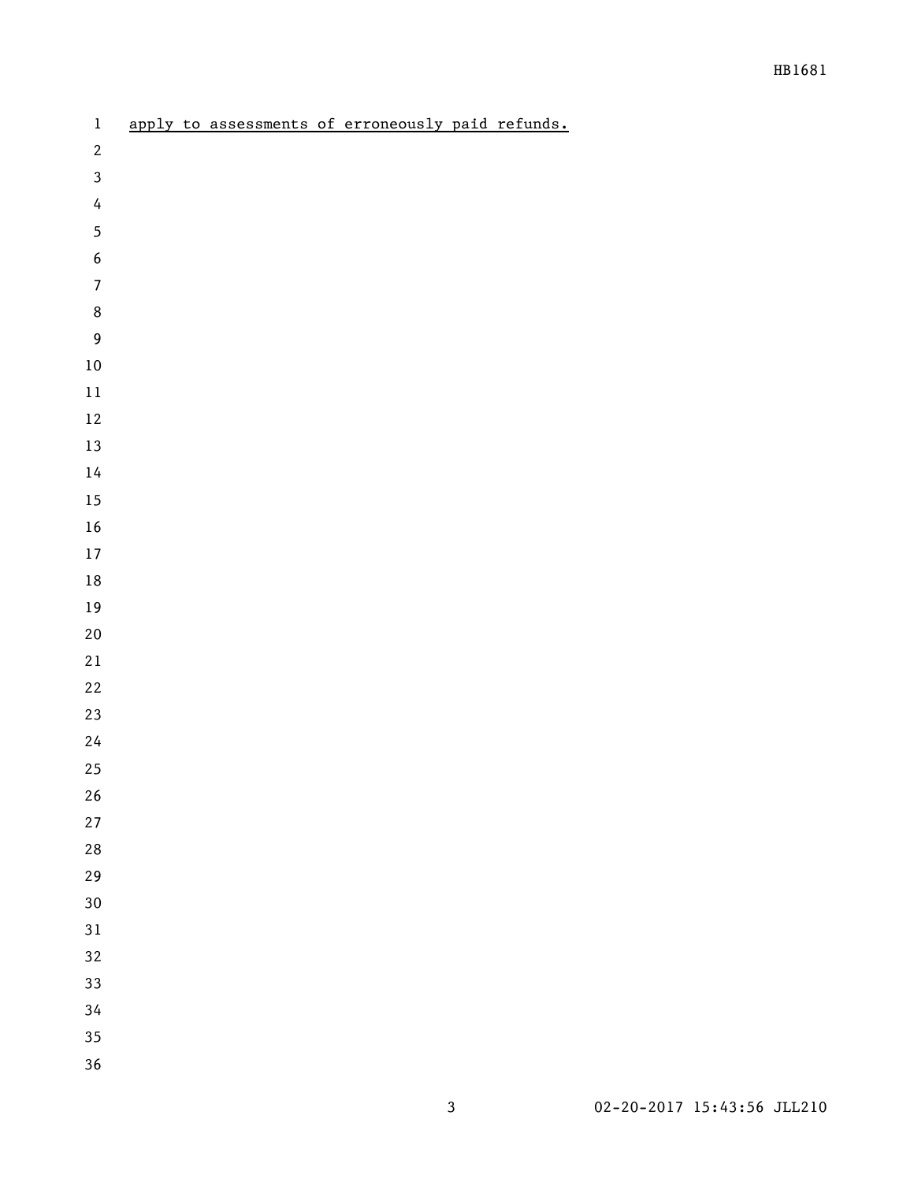apply to assessments of erroneously paid refunds.